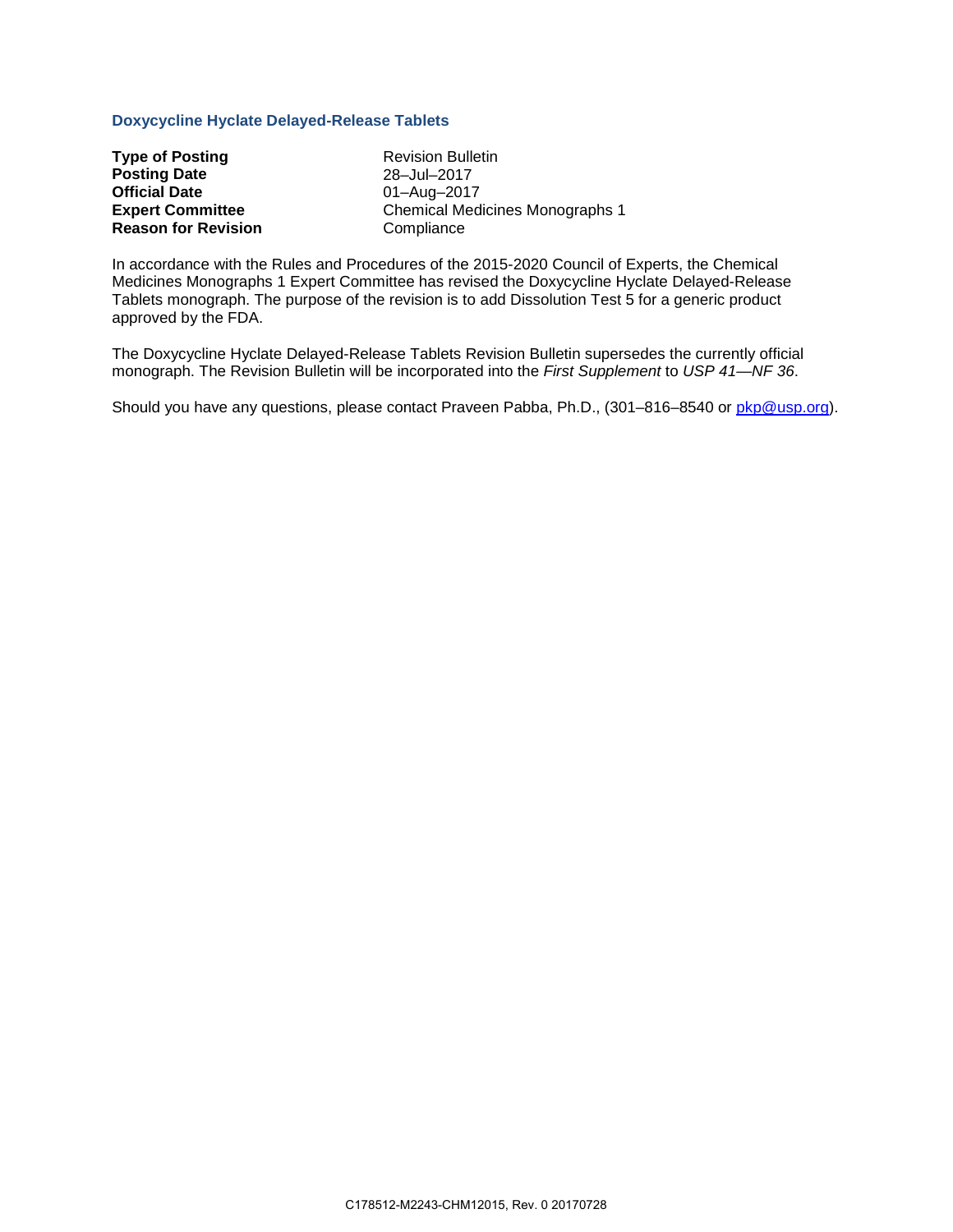## Doxycycline Hyclate Delayed-Release Tablets

**Type of Posting** Revision Bulletin
**Posting Date** 28–Jul–2017
**Official Date** 01–Aug–2017
**Expert Committee** Chemical Medicines Monographs 1
**Reason for Revision** Compliance

In accordance with the Rules and Procedures of the 2015-2020 Council of Experts, the Chemical Medicines Monographs 1 Expert Committee has revised the Doxycycline Hyclate Delayed-Release Tablets monograph. The purpose of the revision is to add Dissolution Test 5 for a generic product approved by the FDA.

The Doxycycline Hyclate Delayed-Release Tablets Revision Bulletin supersedes the currently official monograph. The Revision Bulletin will be incorporated into the *First Supplement* to *USP 41—NF 36*.

Should you have any questions, please contact Praveen Pabba, Ph.D., (301–816–8540 or pkp@usp.org).

C178512-M2243-CHM12015, Rev. 0 20170728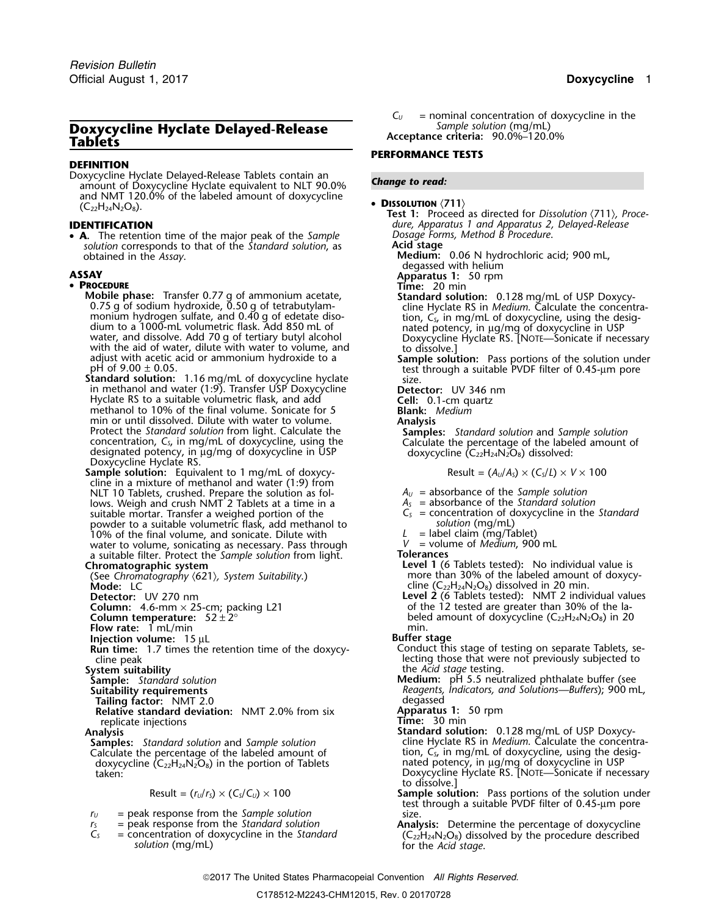# Doxycycline Hyclate Delayed-Release Tablets

## DEFINITION

Doxycycline Hyclate Delayed-Release Tablets contain an amount of Doxycycline Hyclate equivalent to NLT 90.0% and NMT 120.0% of the labeled amount of doxycycline ($C_{22}H_{24}N_2O_8$).

## IDENTIFICATION

- **A.** The retention time of the major peak of the *Sample solution* corresponds to that of the *Standard solution*, as obtained in the *Assay*.

## ASSAY

- **Procedure**

**Mobile phase:** Transfer 0.77 g of ammonium acetate, 0.75 g of sodium hydroxide, 0.50 g of tetrabutylammonium hydrogen sulfate, and 0.40 g of edetate disodium to a 1000-mL volumetric flask. Add 850 mL of water, and dissolve. Add 70 g of tertiary butyl alcohol with the aid of water, dilute with water to volume, and adjust with acetic acid or ammonium hydroxide to a pH of 9.00 ± 0.05.

**Standard solution:** 1.16 mg/mL of doxycycline hyclate in methanol and water (1:9). Transfer USP Doxycycline Hyclate RS to a suitable volumetric flask, and add methanol to 10% of the final volume. Sonicate for 5 min or until dissolved. Dilute with water to volume. Protect the *Standard solution* from light. Calculate the concentration, $C_S$, in mg/mL of doxycycline, using the designated potency, in µg/mg of doxycycline in USP Doxycycline Hyclate RS.

**Sample solution:** Equivalent to 1 mg/mL of doxycycline in a mixture of methanol and water (1:9) from NLT 10 Tablets, crushed. Prepare the solution as follows. Weigh and crush NMT 2 Tablets at a time in a suitable mortar. Transfer a weighed portion of the powder to a suitable volumetric flask, add methanol to 10% of the final volume, and sonicate. Dilute with water to volume, sonicating as necessary. Pass through a suitable filter. Protect the *Sample solution* from light.

**Chromatographic system**

(See *Chromatography* ⟨621⟩, *System Suitability*.)

**Mode:** LC

**Detector:** UV 270 nm

**Column:** 4.6-mm × 25-cm; packing L21

**Column temperature:** 52 ± 2°

**Flow rate:** 1 mL/min

**Injection volume:** 15 µL

**Run time:** 1.7 times the retention time of the doxycycline peak

**System suitability**

**Sample:** *Standard solution*

**Suitability requirements**

**Tailing factor:** NMT 2.0

**Relative standard deviation:** NMT 2.0% from six replicate injections

**Analysis**

**Samples:** *Standard solution* and *Sample solution*

Calculate the percentage of the labeled amount of doxycycline ($C_{22}H_{24}N_2O_8$) in the portion of Tablets taken:

$$\text{Result} = (r_U/r_S) \times (C_S/C_U) \times 100$$

$r_U$ = peak response from the *Sample solution*

$r_S$ = peak response from the *Standard solution*

$C_S$ = concentration of doxycycline in the *Standard solution* (mg/mL)

$C_U$ = nominal concentration of doxycycline in the *Sample solution* (mg/mL)

**Acceptance criteria:** 90.0%–120.0%

## PERFORMANCE TESTS

*Change to read:*

- **Dissolution** ⟨711⟩

**Test 1:** Proceed as directed for *Dissolution* ⟨711⟩, *Procedure, Apparatus 1 and Apparatus 2, Delayed-Release Dosage Forms, Method B Procedure.*

**Acid stage**

**Medium:** 0.06 N hydrochloric acid; 900 mL, degassed with helium

**Apparatus 1:** 50 rpm

**Time:** 20 min

**Standard solution:** 0.128 mg/mL of USP Doxycycline Hyclate RS in *Medium*. Calculate the concentration, $C_S$, in mg/mL of doxycycline, using the designated potency, in µg/mg of doxycycline in USP Doxycycline Hyclate RS. [Note—Sonicate if necessary to dissolve.]

**Sample solution:** Pass portions of the solution under test through a suitable PVDF filter of 0.45-µm pore size.

**Detector:** UV 346 nm

**Cell:** 0.1-cm quartz

**Blank:** *Medium*

**Analysis**

**Samples:** *Standard solution* and *Sample solution*

Calculate the percentage of the labeled amount of doxycycline ($C_{22}H_{24}N_2O_8$) dissolved:

$$\text{Result} = (A_U/A_S) \times (C_S/L) \times V \times 100$$

$A_U$ = absorbance of the *Sample solution*

$A_S$ = absorbance of the *Standard solution*

$C_S$ = concentration of doxycycline in the *Standard solution* (mg/mL)

$L$ = label claim (mg/Tablet)

$V$ = volume of *Medium*, 900 mL

**Tolerances**

**Level 1** (6 Tablets tested): No individual value is more than 30% of the labeled amount of doxycycline ($C_{22}H_{24}N_2O_8$) dissolved in 20 min.

**Level 2** (6 Tablets tested): NMT 2 individual values of the 12 tested are greater than 30% of the labeled amount of doxycycline ($C_{22}H_{24}N_2O_8$) in 20 min.

**Buffer stage**

Conduct this stage of testing on separate Tablets, selecting those that were not previously subjected to the *Acid stage* testing.

**Medium:** pH 5.5 neutralized phthalate buffer (see *Reagents, Indicators, and Solutions—Buffers*); 900 mL, degassed

**Apparatus 1:** 50 rpm

**Time:** 30 min

**Standard solution:** 0.128 mg/mL of USP Doxycycline Hyclate RS in *Medium*. Calculate the concentration, $C_S$, in mg/mL of doxycycline, using the designated potency, in µg/mg of doxycycline in USP Doxycycline Hyclate RS. [Note—Sonicate if necessary to dissolve.]

**Sample solution:** Pass portions of the solution under test through a suitable PVDF filter of 0.45-µm pore size.

**Analysis:** Determine the percentage of doxycycline ($C_{22}H_{24}N_2O_8$) dissolved by the procedure described for the *Acid stage*.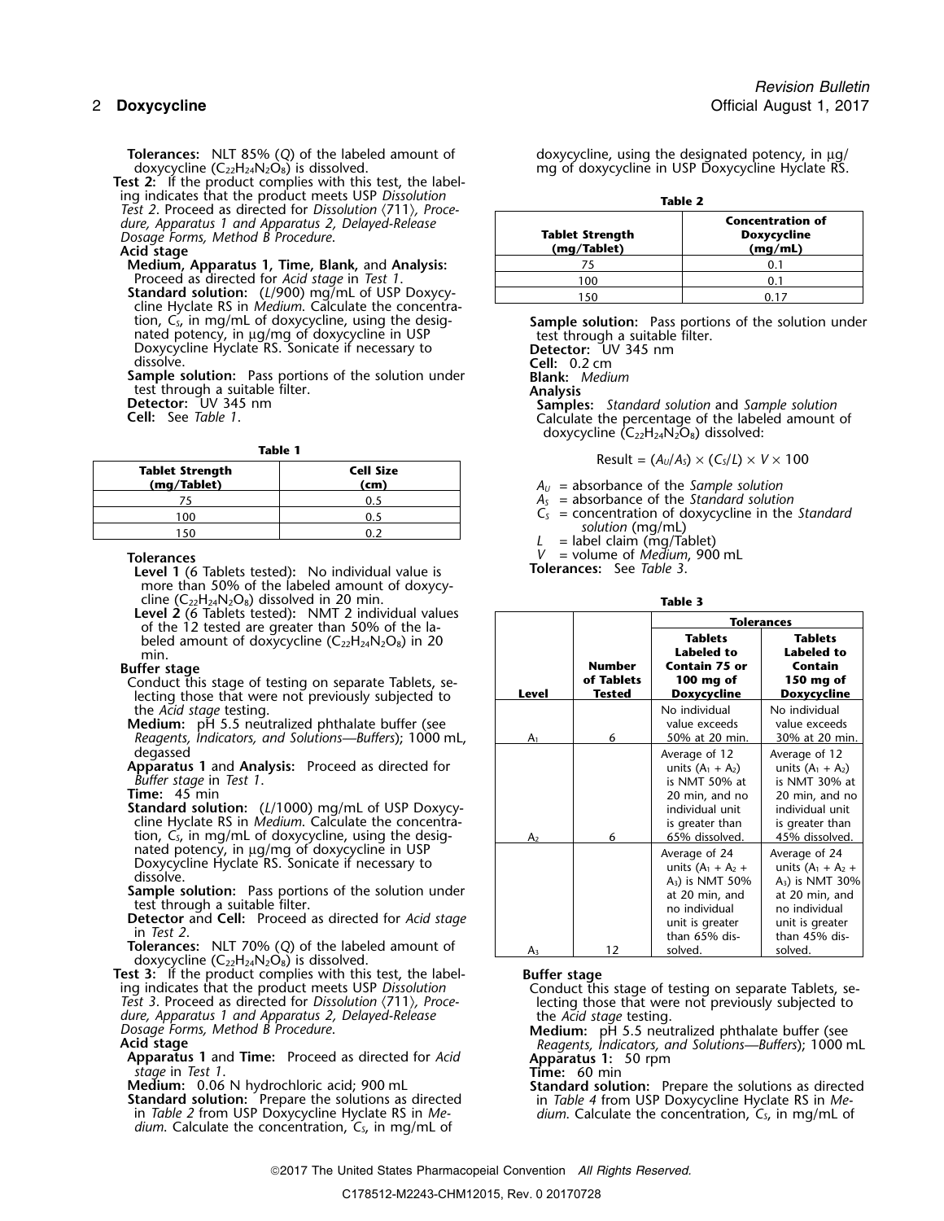**Tolerances:** NLT 85% (*Q*) of the labeled amount of doxycycline ($C_{22}H_{24}N_2O_8$) is dissolved.

**Test 2:** If the product complies with this test, the labeling indicates that the product meets USP *Dissolution Test 2*. Proceed as directed for *Dissolution* ⟨711⟩, *Procedure, Apparatus 1 and Apparatus 2, Delayed-Release Dosage Forms, Method B Procedure.*

**Acid stage**

**Medium, Apparatus 1, Time, Blank,** and **Analysis:** Proceed as directed for *Acid stage* in *Test 1*.

**Standard solution:** (*L*/900) mg/mL of USP Doxycycline Hyclate RS in *Medium*. Calculate the concentration, $C_S$, in mg/mL of doxycycline, using the designated potency, in µg/mg of doxycycline in USP Doxycycline Hyclate RS. Sonicate if necessary to dissolve.

**Sample solution:** Pass portions of the solution under test through a suitable filter.

**Detector:** UV 345 nm

**Cell:** See *Table 1*.

**Table 1**

| Tablet Strength (mg/Tablet) | Cell Size (cm) |
|---|---|
| 75 | 0.5 |
| 100 | 0.5 |
| 150 | 0.2 |

**Tolerances**

**Level 1** (6 Tablets tested)**:** No individual value is more than 50% of the labeled amount of doxycycline ($C_{22}H_{24}N_2O_8$) dissolved in 20 min.

**Level 2** (6 Tablets tested)**:** NMT 2 individual values of the 12 tested are greater than 50% of the labeled amount of doxycycline ($C_{22}H_{24}N_2O_8$) in 20 min.

**Buffer stage**

Conduct this stage of testing on separate Tablets, selecting those that were not previously subjected to the *Acid stage* testing.

**Medium:** pH 5.5 neutralized phthalate buffer (see *Reagents, Indicators, and Solutions—Buffers*); 1000 mL, degassed

**Apparatus 1** and **Analysis:** Proceed as directed for *Buffer stage* in *Test 1*.

**Time:** 45 min

**Standard solution:** (*L*/1000) mg/mL of USP Doxycycline Hyclate RS in *Medium*. Calculate the concentration, $C_S$, in mg/mL of doxycycline, using the designated potency, in µg/mg of doxycycline in USP Doxycycline Hyclate RS. Sonicate if necessary to dissolve.

**Sample solution:** Pass portions of the solution under test through a suitable filter.

**Detector** and **Cell:** Proceed as directed for *Acid stage* in *Test 2*.

**Tolerances:** NLT 70% (*Q*) of the labeled amount of doxycycline ($C_{22}H_{24}N_2O_8$) is dissolved.

**Test 3:** If the product complies with this test, the labeling indicates that the product meets USP *Dissolution Test 3*. Proceed as directed for *Dissolution* ⟨711⟩, *Procedure, Apparatus 1 and Apparatus 2, Delayed-Release Dosage Forms, Method B Procedure.*

**Acid stage**

**Apparatus 1** and **Time:** Proceed as directed for *Acid stage* in *Test 1*.

**Medium:** 0.06 N hydrochloric acid; 900 mL

**Standard solution:** Prepare the solutions as directed in *Table 2* from USP Doxycycline Hyclate RS in *Medium*. Calculate the concentration, $C_S$, in mg/mL of doxycycline, using the designated potency, in µg/mg of doxycycline in USP Doxycycline Hyclate RS.

**Table 2**

| Tablet Strength (mg/Tablet) | Concentration of Doxycycline (mg/mL) |
|---|---|
| 75 | 0.1 |
| 100 | 0.1 |
| 150 | 0.17 |

**Sample solution:** Pass portions of the solution under test through a suitable filter.

**Detector:** UV 345 nm

**Cell:** 0.2 cm

**Blank:** *Medium*

**Analysis**

**Samples:** *Standard solution* and *Sample solution*

Calculate the percentage of the labeled amount of doxycycline ($C_{22}H_{24}N_2O_8$) dissolved:

$$\text{Result} = (A_U/A_S) \times (C_S/L) \times V \times 100$$

$A_U$ = absorbance of the *Sample solution*
$A_S$ = absorbance of the *Standard solution*
$C_S$ = concentration of doxycycline in the *Standard solution* (mg/mL)
$L$ = label claim (mg/Tablet)
$V$ = volume of *Medium*, 900 mL

**Tolerances:** See *Table 3*.

**Table 3**

| Level | Number of Tablets Tested | Tolerances: Tablets Labeled to Contain 75 or 100 mg of Doxycycline | Tolerances: Tablets Labeled to Contain 150 mg of Doxycycline |
|---|---|---|---|
| $A_1$ | 6 | No individual value exceeds 50% at 20 min. | No individual value exceeds 30% at 20 min. |
| $A_2$ | 6 | Average of 12 units ($A_1 + A_2$) is NMT 50% at 20 min, and no individual unit is greater than 65% dissolved. | Average of 12 units ($A_1 + A_2$) is NMT 30% at 20 min, and no individual unit is greater than 45% dissolved. |
| $A_3$ | 12 | Average of 24 units ($A_1 + A_2 + A_3$) is NMT 50% at 20 min, and no individual unit is greater than 65% dissolved. | Average of 24 units ($A_1 + A_2 + A_3$) is NMT 30% at 20 min, and no individual unit is greater than 45% dissolved. |

**Buffer stage**

Conduct this stage of testing on separate Tablets, selecting those that were not previously subjected to the *Acid stage* testing.

**Medium:** pH 5.5 neutralized phthalate buffer (see *Reagents, Indicators, and Solutions—Buffers*); 1000 mL

**Apparatus 1:** 50 rpm

**Time:** 60 min

**Standard solution:** Prepare the solutions as directed in *Table 4* from USP Doxycycline Hyclate RS in *Medium*. Calculate the concentration, $C_S$, in mg/mL of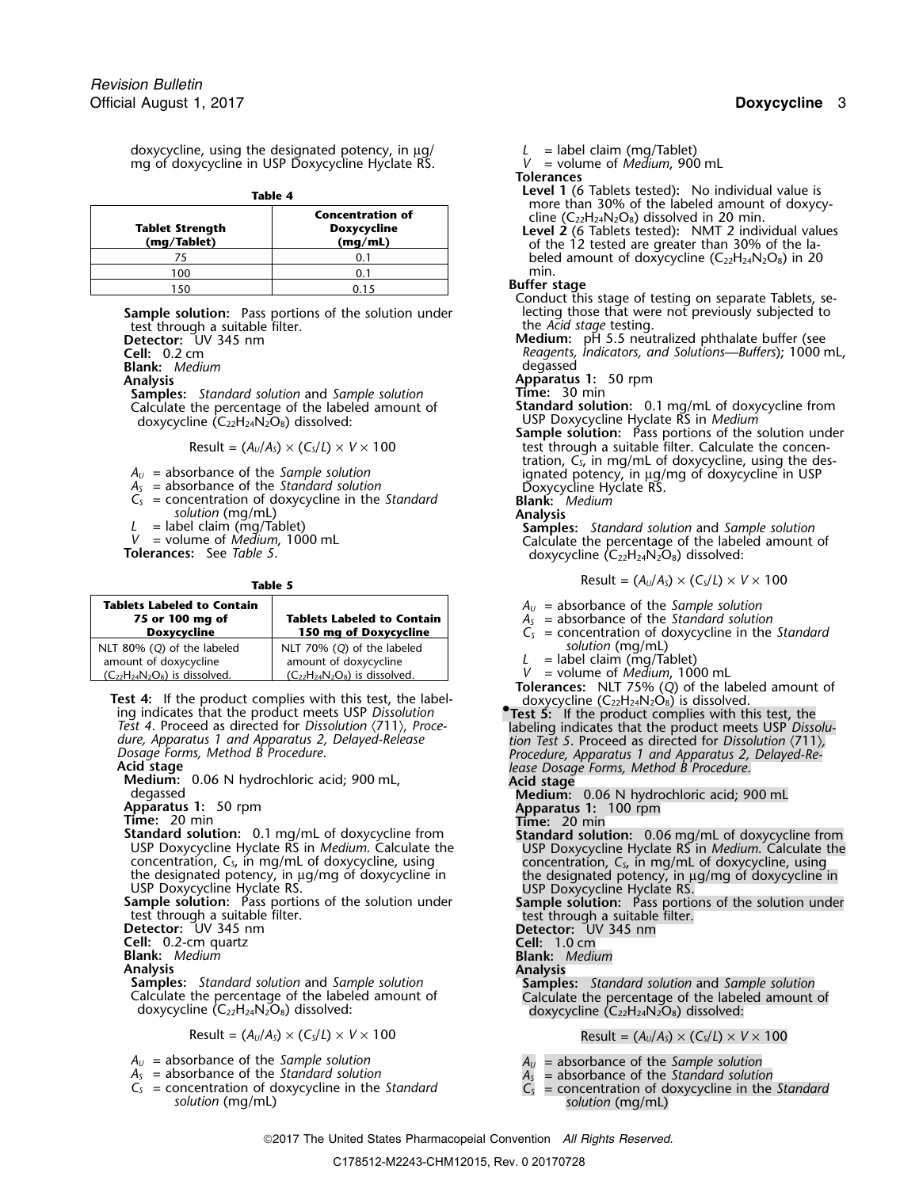doxycycline, using the designated potency, in µg/mg of doxycycline in USP Doxycycline Hyclate RS.

**Table 4**

| Tablet Strength (mg/Tablet) | Concentration of Doxycycline (mg/mL) |
|---|---|
| 75 | 0.1 |
| 100 | 0.1 |
| 150 | 0.15 |

**Sample solution:** Pass portions of the solution under test through a suitable filter.
**Detector:** UV 345 nm
**Cell:** 0.2 cm
**Blank:** *Medium*
**Analysis**
**Samples:** *Standard solution* and *Sample solution*
Calculate the percentage of the labeled amount of doxycycline ($C_{22}H_{24}N_2O_8$) dissolved:

$$\text{Result} = (A_U/A_S) \times (C_S/L) \times V \times 100$$

$A_U$ = absorbance of the *Sample solution*
$A_S$ = absorbance of the *Standard solution*
$C_S$ = concentration of doxycycline in the *Standard solution* (mg/mL)
$L$ = label claim (mg/Tablet)
$V$ = volume of *Medium*, 1000 mL

**Tolerances:** See *Table 5*.

**Table 5**

| Tablets Labeled to Contain 75 or 100 mg of Doxycycline | Tablets Labeled to Contain 150 mg of Doxycycline |
|---|---|
| NLT 80% (*Q*) of the labeled amount of doxycycline ($C_{22}H_{24}N_2O_8$) is dissolved. | NLT 70% (*Q*) of the labeled amount of doxycycline ($C_{22}H_{24}N_2O_8$) is dissolved. |

**Test 4:** If the product complies with this test, the labeling indicates that the product meets USP *Dissolution Test 4*. Proceed as directed for *Dissolution* ⟨711⟩, *Procedure, Apparatus 1 and Apparatus 2, Delayed-Release Dosage Forms, Method B Procedure.*
**Acid stage**
**Medium:** 0.06 N hydrochloric acid; 900 mL, degassed
**Apparatus 1:** 50 rpm
**Time:** 20 min
**Standard solution:** 0.1 mg/mL of doxycycline from USP Doxycycline Hyclate RS in *Medium*. Calculate the concentration, $C_S$, in mg/mL of doxycycline, using the designated potency, in µg/mg of doxycycline in USP Doxycycline Hyclate RS.
**Sample solution:** Pass portions of the solution under test through a suitable filter.
**Detector:** UV 345 nm
**Cell:** 0.2-cm quartz
**Blank:** *Medium*
**Analysis**
**Samples:** *Standard solution* and *Sample solution*
Calculate the percentage of the labeled amount of doxycycline ($C_{22}H_{24}N_2O_8$) dissolved:

$$\text{Result} = (A_U/A_S) \times (C_S/L) \times V \times 100$$

$A_U$ = absorbance of the *Sample solution*
$A_S$ = absorbance of the *Standard solution*
$C_S$ = concentration of doxycycline in the *Standard solution* (mg/mL)
$L$ = label claim (mg/Tablet)
$V$ = volume of *Medium*, 900 mL

**Tolerances**
**Level 1** (6 Tablets tested)**:** No individual value is more than 30% of the labeled amount of doxycycline ($C_{22}H_{24}N_2O_8$) dissolved in 20 min.
**Level 2** (6 Tablets tested)**:** NMT 2 individual values of the 12 tested are greater than 30% of the labeled amount of doxycycline ($C_{22}H_{24}N_2O_8$) in 20 min.

**Buffer stage**
Conduct this stage of testing on separate Tablets, selecting those that were not previously subjected to the *Acid stage* testing.
**Medium:** pH 5.5 neutralized phthalate buffer (see *Reagents, Indicators, and Solutions—Buffers*); 1000 mL, degassed
**Apparatus 1:** 50 rpm
**Time:** 30 min
**Standard solution:** 0.1 mg/mL of doxycycline from USP Doxycycline Hyclate RS in *Medium*
**Sample solution:** Pass portions of the solution under test through a suitable filter. Calculate the concentration, $C_S$, in mg/mL of doxycycline, using the designated potency, in µg/mg of doxycycline in USP Doxycycline Hyclate RS.
**Blank:** *Medium*
**Analysis**
**Samples:** *Standard solution* and *Sample solution*
Calculate the percentage of the labeled amount of doxycycline ($C_{22}H_{24}N_2O_8$) dissolved:

$$\text{Result} = (A_U/A_S) \times (C_S/L) \times V \times 100$$

$A_U$ = absorbance of the *Sample solution*
$A_S$ = absorbance of the *Standard solution*
$C_S$ = concentration of doxycycline in the *Standard solution* (mg/mL)
$L$ = label claim (mg/Tablet)
$V$ = volume of *Medium*, 1000 mL

**Tolerances:** NLT 75% (*Q*) of the labeled amount of doxycycline ($C_{22}H_{24}N_2O_8$) is dissolved.

•**Test 5:** If the product complies with this test, the labeling indicates that the product meets USP *Dissolution Test 5*. Proceed as directed for *Dissolution* ⟨711⟩, *Procedure, Apparatus 1 and Apparatus 2, Delayed-Release Dosage Forms, Method B Procedure.*
**Acid stage**
**Medium:** 0.06 N hydrochloric acid; 900 mL
**Apparatus 1:** 100 rpm
**Time:** 20 min
**Standard solution:** 0.06 mg/mL of doxycycline from USP Doxycycline Hyclate RS in *Medium*. Calculate the concentration, $C_S$, in mg/mL of doxycycline, using the designated potency, in µg/mg of doxycycline in USP Doxycycline Hyclate RS.
**Sample solution:** Pass portions of the solution under test through a suitable filter.
**Detector:** UV 345 nm
**Cell:** 1.0 cm
**Blank:** *Medium*
**Analysis**
**Samples:** *Standard solution* and *Sample solution*
Calculate the percentage of the labeled amount of doxycycline ($C_{22}H_{24}N_2O_8$) dissolved:

$$\text{Result} = (A_U/A_S) \times (C_S/L) \times V \times 100$$

$A_U$ = absorbance of the *Sample solution*
$A_S$ = absorbance of the *Standard solution*
$C_S$ = concentration of doxycycline in the *Standard solution* (mg/mL)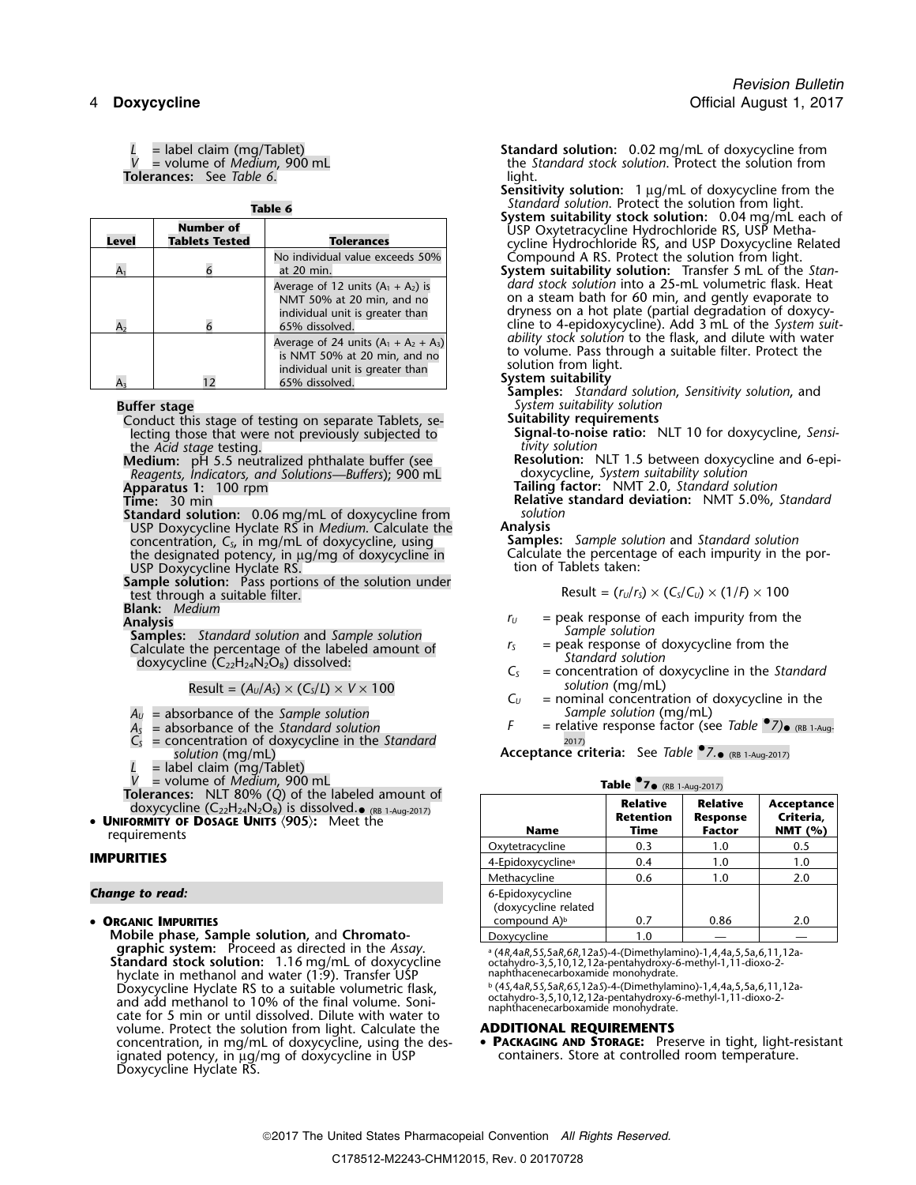*L* = label claim (mg/Tablet)
*V* = volume of *Medium*, 900 mL

**Tolerances:** See *Table 6*.

**Table 6**

| Level | Number of Tablets Tested | Tolerances |
|---|---|---|
| $A_1$ | 6 | No individual value exceeds 50% at 20 min. |
| $A_2$ | 6 | Average of 12 units ($A_1 + A_2$) is NMT 50% at 20 min, and no individual unit is greater than 65% dissolved. |
| $A_3$ | 12 | Average of 24 units ($A_1 + A_2 + A_3$) is NMT 50% at 20 min, and no individual unit is greater than 65% dissolved. |

**Buffer stage**

Conduct this stage of testing on separate Tablets, selecting those that were not previously subjected to the *Acid stage* testing.

**Medium:** pH 5.5 neutralized phthalate buffer (see *Reagents, Indicators, and Solutions—Buffers*); 900 mL

**Apparatus 1:** 100 rpm

**Time:** 30 min

**Standard solution:** 0.06 mg/mL of doxycycline from USP Doxycycline Hyclate RS in *Medium*. Calculate the concentration, $C_S$, in mg/mL of doxycycline, using the designated potency, in µg/mg of doxycycline in USP Doxycycline Hyclate RS.

**Sample solution:** Pass portions of the solution under test through a suitable filter.

**Blank:** *Medium*

**Analysis**

**Samples:** *Standard solution* and *Sample solution*

Calculate the percentage of the labeled amount of doxycycline ($C_{22}H_{24}N_2O_8$) dissolved:

$$\text{Result} = (A_U/A_S) \times (C_S/L) \times V \times 100$$

$A_U$ = absorbance of the *Sample solution*
$A_S$ = absorbance of the *Standard solution*
$C_S$ = concentration of doxycycline in the *Standard solution* (mg/mL)
*L* = label claim (mg/Tablet)
*V* = volume of *Medium*, 900 mL

**Tolerances:** NLT 80% (*Q*) of the labeled amount of doxycycline ($C_{22}H_{24}N_2O_8$) is dissolved.● (RB 1-Aug-2017)

- **Uniformity of Dosage Units ⟨905⟩:** Meet the requirements

## IMPURITIES

***Change to read:***

- **Organic Impurities**

**Mobile phase, Sample solution,** and **Chromatographic system:** Proceed as directed in the *Assay*.

**Standard stock solution:** 1.16 mg/mL of doxycycline hyclate in methanol and water (1:9). Transfer USP Doxycycline Hyclate RS to a suitable volumetric flask, and add methanol to 10% of the final volume. Sonicate for 5 min or until dissolved. Dilute with water to volume. Protect the solution from light. Calculate the concentration, in mg/mL of doxycycline, using the designated potency, in µg/mg of doxycycline in USP Doxycycline Hyclate RS.

**Standard solution:** 0.02 mg/mL of doxycycline from the *Standard stock solution*. Protect the solution from light.

**Sensitivity solution:** 1 µg/mL of doxycycline from the *Standard solution*. Protect the solution from light.

**System suitability stock solution:** 0.04 mg/mL each of USP Oxytetracycline Hydrochloride RS, USP Methacycline Hydrochloride RS, and USP Doxycycline Related Compound A RS. Protect the solution from light.

**System suitability solution:** Transfer 5 mL of the *Standard stock solution* into a 25-mL volumetric flask. Heat on a steam bath for 60 min, and gently evaporate to dryness on a hot plate (partial degradation of doxycycline to 4-epidoxycycline). Add 3 mL of the *System suitability stock solution* to the flask, and dilute with water to volume. Pass through a suitable filter. Protect the solution from light.

**System suitability**

**Samples:** *Standard solution*, *Sensitivity solution*, and *System suitability solution*

**Suitability requirements**

**Signal-to-noise ratio:** NLT 10 for doxycycline, *Sensitivity solution*

**Resolution:** NLT 1.5 between doxycycline and 6-epidoxycycline, *System suitability solution*

**Tailing factor:** NMT 2.0, *Standard solution*

**Relative standard deviation:** NMT 5.0%, *Standard solution*

**Analysis**

**Samples:** *Sample solution* and *Standard solution*

Calculate the percentage of each impurity in the portion of Tablets taken:

$$\text{Result} = (r_U/r_S) \times (C_S/C_U) \times (1/F) \times 100$$

$r_U$ = peak response of each impurity from the *Sample solution*
$r_S$ = peak response of doxycycline from the *Standard solution*
$C_S$ = concentration of doxycycline in the *Standard solution* (mg/mL)
$C_U$ = nominal concentration of doxycycline in the *Sample solution* (mg/mL)
*F* = relative response factor (see *Table* ●*7*)● (RB 1-Aug-2017)

**Acceptance criteria:** See *Table* ●*7*.● (RB 1-Aug-2017)

**Table ●7● (RB 1-Aug-2017)**

| Name | Relative Retention Time | Relative Response Factor | Acceptance Criteria, NMT (%) |
|---|---|---|---|
| Oxytetracycline | 0.3 | 1.0 | 0.5 |
| 4-Epidoxycycline[a] | 0.4 | 1.0 | 1.0 |
| Methacycline | 0.6 | 1.0 | 2.0 |
| 6-Epidoxycycline (doxycycline related compound A)[b] | 0.7 | 0.86 | 2.0 |
| Doxycycline | 1.0 | — | — |

[a] (4*R*,4a*R*,5*S*,5a*R*,6*R*,12a*S*)-4-(Dimethylamino)-1,4,4a,5,5a,6,11,12a-octahydro-3,5,10,12,12a-pentahydroxy-6-methyl-1,11-dioxo-2-naphthacenecarboxamide monohydrate.

[b] (4*S*,4a*R*,5*S*,5a*R*,6*S*,12a*S*)-4-(Dimethylamino)-1,4,4a,5,5a,6,11,12a-octahydro-3,5,10,12,12a-pentahydroxy-6-methyl-1,11-dioxo-2-naphthacenecarboxamide monohydrate.

## ADDITIONAL REQUIREMENTS

- **Packaging and Storage:** Preserve in tight, light-resistant containers. Store at controlled room temperature.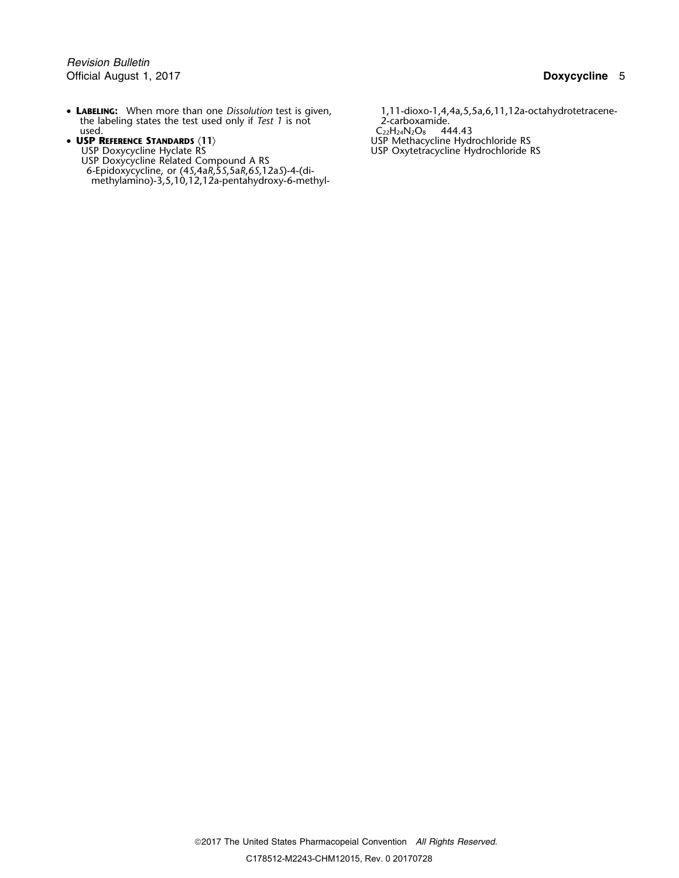- **Labeling:** When more than one *Dissolution* test is given, the labeling states the test used only if *Test 1* is not used.
- **USP Reference Standards** ⟨11⟩
  - USP Doxycycline Hyclate RS
  - USP Doxycycline Related Compound A RS
    - 6-Epidoxycycline, or (4*S*,4a*R*,5*S*,5a*R*,6*S*,12a*S*)-4-(dimethylamino)-3,5,10,12,12a-pentahydroxy-6-methyl-1,11-dioxo-1,4,4a,5,5a,6,11,12a-octahydrotetracene-2-carboxamide.
    - $C_{22}H_{24}N_2O_8$ 444.43
  - USP Methacycline Hydrochloride RS
  - USP Oxytetracycline Hydrochloride RS

©2017 The United States Pharmacopeial Convention *All Rights Reserved.*

C178512-M2243-CHM12015, Rev. 0 20170728